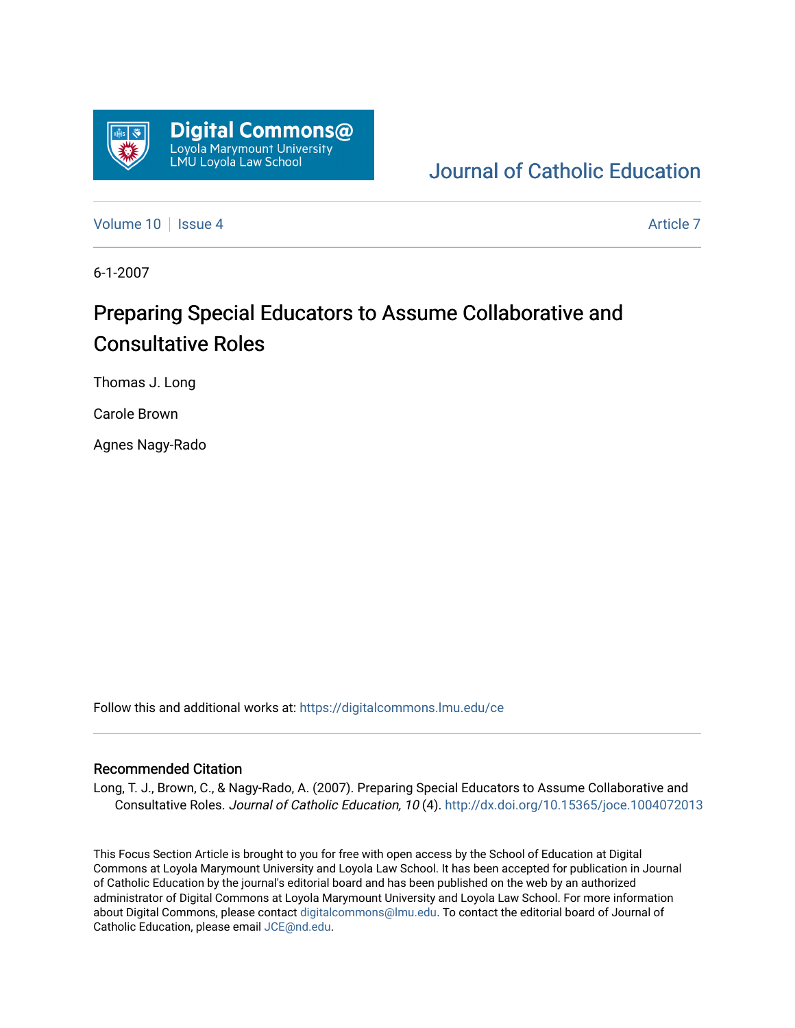Digital Commons@ Loyola Marymount University LMU Loyola Law School

Journal of Catholic Education

Volume 10 | Issue 4 | Article 7

6-1-2007

# Preparing Special Educators to Assume Collaborative and Consultative Roles

Thomas J. Long

Carole Brown

Agnes Nagy-Rado

Follow this and additional works at: https://digitalcommons.lmu.edu/ce

## Recommended Citation

Long, T. J., Brown, C., & Nagy-Rado, A. (2007). Preparing Special Educators to Assume Collaborative and Consultative Roles. *Journal of Catholic Education, 10* (4). http://dx.doi.org/10.15365/joce.1004072013

This Focus Section Article is brought to you for free with open access by the School of Education at Digital Commons at Loyola Marymount University and Loyola Law School. It has been accepted for publication in Journal of Catholic Education by the journal's editorial board and has been published on the web by an authorized administrator of Digital Commons at Loyola Marymount University and Loyola Law School. For more information about Digital Commons, please contact digitalcommons@lmu.edu. To contact the editorial board of Journal of Catholic Education, please email JCE@nd.edu.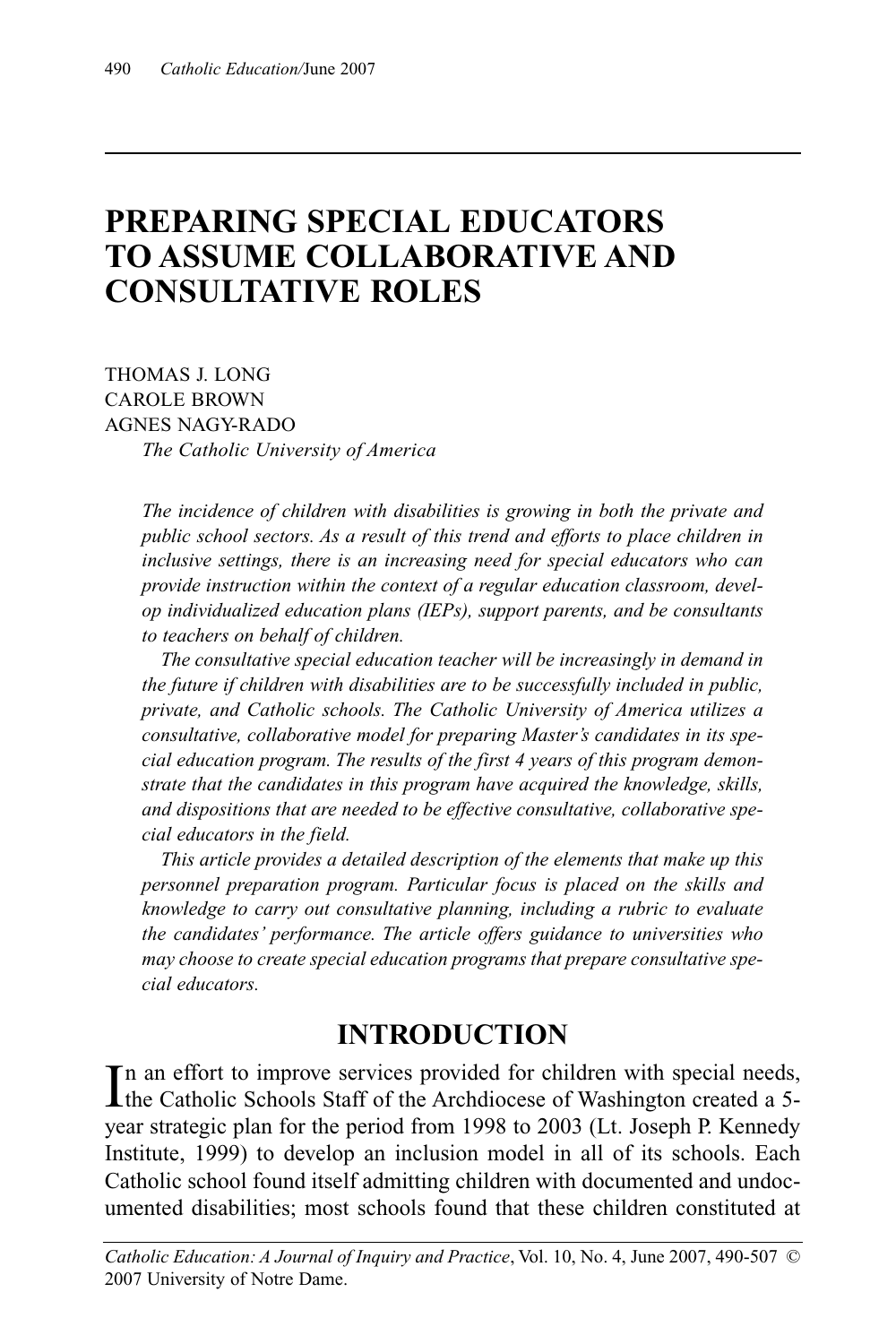# PREPARING SPECIAL EDUCATORS TO ASSUME COLLABORATIVE AND CONSULTATIVE ROLES

THOMAS J. LONG
CAROLE BROWN
AGNES NAGY-RADO
*The Catholic University of America*

*The incidence of children with disabilities is growing in both the private and public school sectors. As a result of this trend and efforts to place children in inclusive settings, there is an increasing need for special educators who can provide instruction within the context of a regular education classroom, develop individualized education plans (IEPs), support parents, and be consultants to teachers on behalf of children.*

*The consultative special education teacher will be increasingly in demand in the future if children with disabilities are to be successfully included in public, private, and Catholic schools. The Catholic University of America utilizes a consultative, collaborative model for preparing Master's candidates in its special education program. The results of the first 4 years of this program demonstrate that the candidates in this program have acquired the knowledge, skills, and dispositions that are needed to be effective consultative, collaborative special educators in the field.*

*This article provides a detailed description of the elements that make up this personnel preparation program. Particular focus is placed on the skills and knowledge to carry out consultative planning, including a rubric to evaluate the candidates' performance. The article offers guidance to universities who may choose to create special education programs that prepare consultative special educators.*

## INTRODUCTION

In an effort to improve services provided for children with special needs, the Catholic Schools Staff of the Archdiocese of Washington created a 5-year strategic plan for the period from 1998 to 2003 (Lt. Joseph P. Kennedy Institute, 1999) to develop an inclusion model in all of its schools. Each Catholic school found itself admitting children with documented and undocumented disabilities; most schools found that these children constituted at

*Catholic Education: A Journal of Inquiry and Practice*, Vol. 10, No. 4, June 2007, 490-507 © 2007 University of Notre Dame.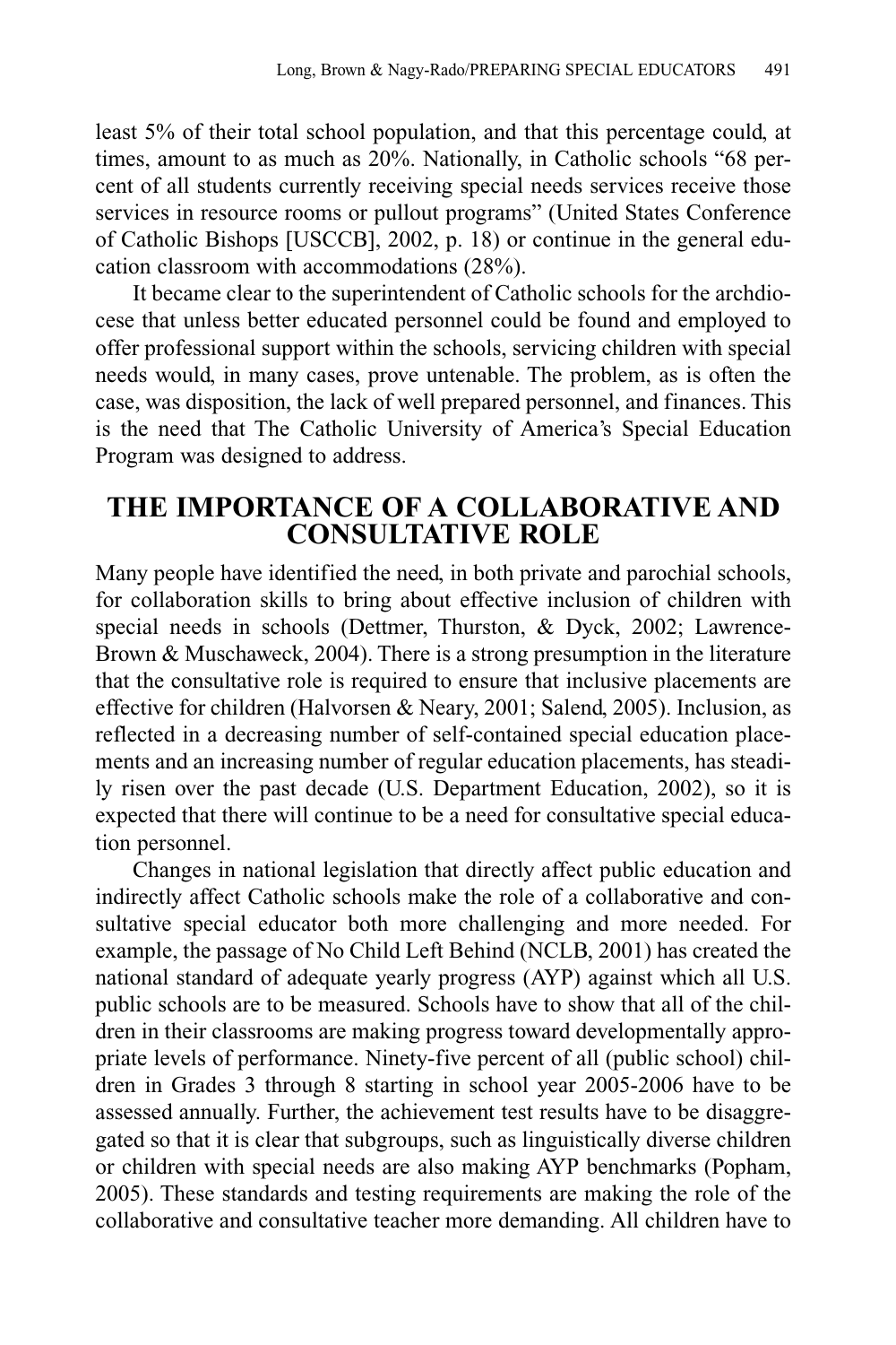least 5% of their total school population, and that this percentage could, at times, amount to as much as 20%. Nationally, in Catholic schools "68 percent of all students currently receiving special needs services receive those services in resource rooms or pullout programs" (United States Conference of Catholic Bishops [USCCB], 2002, p. 18) or continue in the general education classroom with accommodations (28%).

It became clear to the superintendent of Catholic schools for the archdiocese that unless better educated personnel could be found and employed to offer professional support within the schools, servicing children with special needs would, in many cases, prove untenable. The problem, as is often the case, was disposition, the lack of well prepared personnel, and finances. This is the need that The Catholic University of America's Special Education Program was designed to address.

## THE IMPORTANCE OF A COLLABORATIVE AND CONSULTATIVE ROLE

Many people have identified the need, in both private and parochial schools, for collaboration skills to bring about effective inclusion of children with special needs in schools (Dettmer, Thurston, & Dyck, 2002; Lawrence-Brown & Muschaweck, 2004). There is a strong presumption in the literature that the consultative role is required to ensure that inclusive placements are effective for children (Halvorsen & Neary, 2001; Salend, 2005). Inclusion, as reflected in a decreasing number of self-contained special education placements and an increasing number of regular education placements, has steadily risen over the past decade (U.S. Department Education, 2002), so it is expected that there will continue to be a need for consultative special education personnel.

Changes in national legislation that directly affect public education and indirectly affect Catholic schools make the role of a collaborative and consultative special educator both more challenging and more needed. For example, the passage of No Child Left Behind (NCLB, 2001) has created the national standard of adequate yearly progress (AYP) against which all U.S. public schools are to be measured. Schools have to show that all of the children in their classrooms are making progress toward developmentally appropriate levels of performance. Ninety-five percent of all (public school) children in Grades 3 through 8 starting in school year 2005-2006 have to be assessed annually. Further, the achievement test results have to be disaggregated so that it is clear that subgroups, such as linguistically diverse children or children with special needs are also making AYP benchmarks (Popham, 2005). These standards and testing requirements are making the role of the collaborative and consultative teacher more demanding. All children have to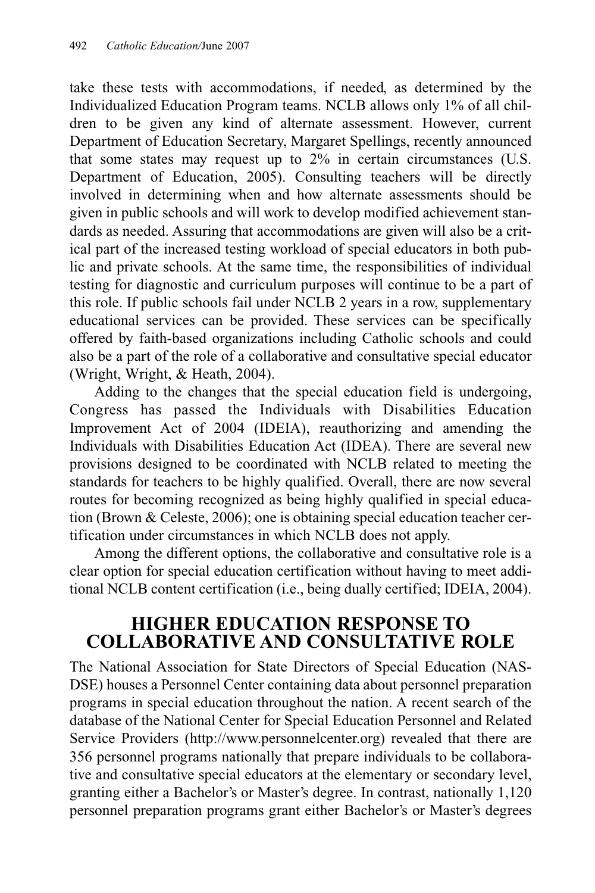take these tests with accommodations, if needed, as determined by the Individualized Education Program teams. NCLB allows only 1% of all children to be given any kind of alternate assessment. However, current Department of Education Secretary, Margaret Spellings, recently announced that some states may request up to 2% in certain circumstances (U.S. Department of Education, 2005). Consulting teachers will be directly involved in determining when and how alternate assessments should be given in public schools and will work to develop modified achievement standards as needed. Assuring that accommodations are given will also be a critical part of the increased testing workload of special educators in both public and private schools. At the same time, the responsibilities of individual testing for diagnostic and curriculum purposes will continue to be a part of this role. If public schools fail under NCLB 2 years in a row, supplementary educational services can be provided. These services can be specifically offered by faith-based organizations including Catholic schools and could also be a part of the role of a collaborative and consultative special educator (Wright, Wright, & Heath, 2004).

Adding to the changes that the special education field is undergoing, Congress has passed the Individuals with Disabilities Education Improvement Act of 2004 (IDEIA), reauthorizing and amending the Individuals with Disabilities Education Act (IDEA). There are several new provisions designed to be coordinated with NCLB related to meeting the standards for teachers to be highly qualified. Overall, there are now several routes for becoming recognized as being highly qualified in special education (Brown & Celeste, 2006); one is obtaining special education teacher certification under circumstances in which NCLB does not apply.

Among the different options, the collaborative and consultative role is a clear option for special education certification without having to meet additional NCLB content certification (i.e., being dually certified; IDEIA, 2004).

## HIGHER EDUCATION RESPONSE TO COLLABORATIVE AND CONSULTATIVE ROLE

The National Association for State Directors of Special Education (NASDSE) houses a Personnel Center containing data about personnel preparation programs in special education throughout the nation. A recent search of the database of the National Center for Special Education Personnel and Related Service Providers (http://www.personnelcenter.org) revealed that there are 356 personnel programs nationally that prepare individuals to be collaborative and consultative special educators at the elementary or secondary level, granting either a Bachelor's or Master's degree. In contrast, nationally 1,120 personnel preparation programs grant either Bachelor's or Master's degrees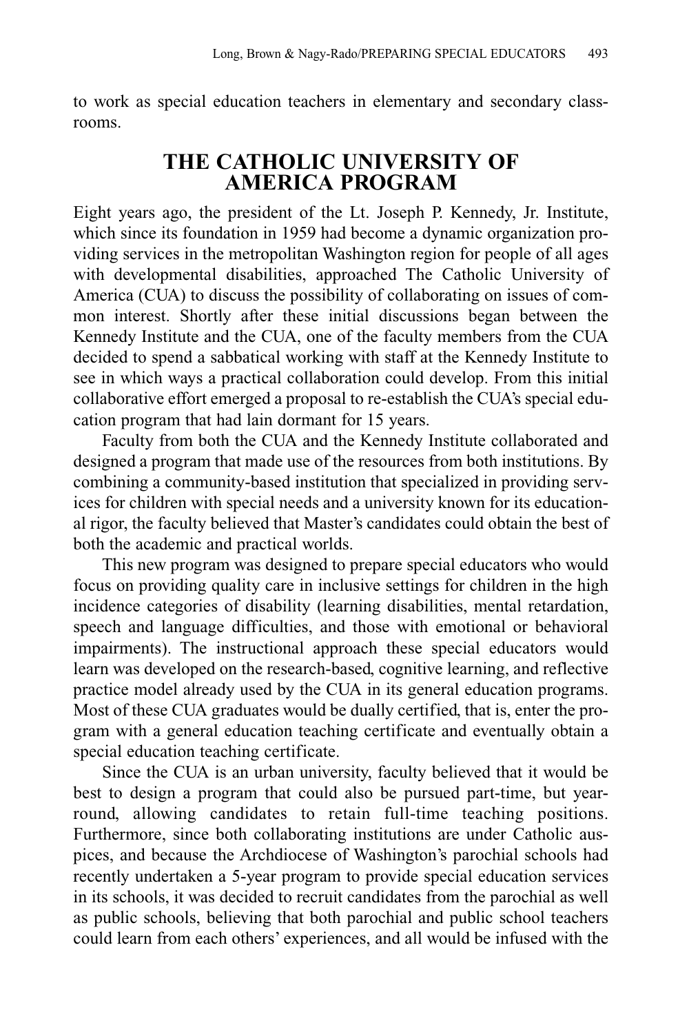to work as special education teachers in elementary and secondary classrooms.

## THE CATHOLIC UNIVERSITY OF AMERICA PROGRAM

Eight years ago, the president of the Lt. Joseph P. Kennedy, Jr. Institute, which since its foundation in 1959 had become a dynamic organization providing services in the metropolitan Washington region for people of all ages with developmental disabilities, approached The Catholic University of America (CUA) to discuss the possibility of collaborating on issues of common interest. Shortly after these initial discussions began between the Kennedy Institute and the CUA, one of the faculty members from the CUA decided to spend a sabbatical working with staff at the Kennedy Institute to see in which ways a practical collaboration could develop. From this initial collaborative effort emerged a proposal to re-establish the CUA's special education program that had lain dormant for 15 years.

Faculty from both the CUA and the Kennedy Institute collaborated and designed a program that made use of the resources from both institutions. By combining a community-based institution that specialized in providing services for children with special needs and a university known for its educational rigor, the faculty believed that Master's candidates could obtain the best of both the academic and practical worlds.

This new program was designed to prepare special educators who would focus on providing quality care in inclusive settings for children in the high incidence categories of disability (learning disabilities, mental retardation, speech and language difficulties, and those with emotional or behavioral impairments). The instructional approach these special educators would learn was developed on the research-based, cognitive learning, and reflective practice model already used by the CUA in its general education programs. Most of these CUA graduates would be dually certified, that is, enter the program with a general education teaching certificate and eventually obtain a special education teaching certificate.

Since the CUA is an urban university, faculty believed that it would be best to design a program that could also be pursued part-time, but year-round, allowing candidates to retain full-time teaching positions. Furthermore, since both collaborating institutions are under Catholic auspices, and because the Archdiocese of Washington's parochial schools had recently undertaken a 5-year program to provide special education services in its schools, it was decided to recruit candidates from the parochial as well as public schools, believing that both parochial and public school teachers could learn from each others' experiences, and all would be infused with the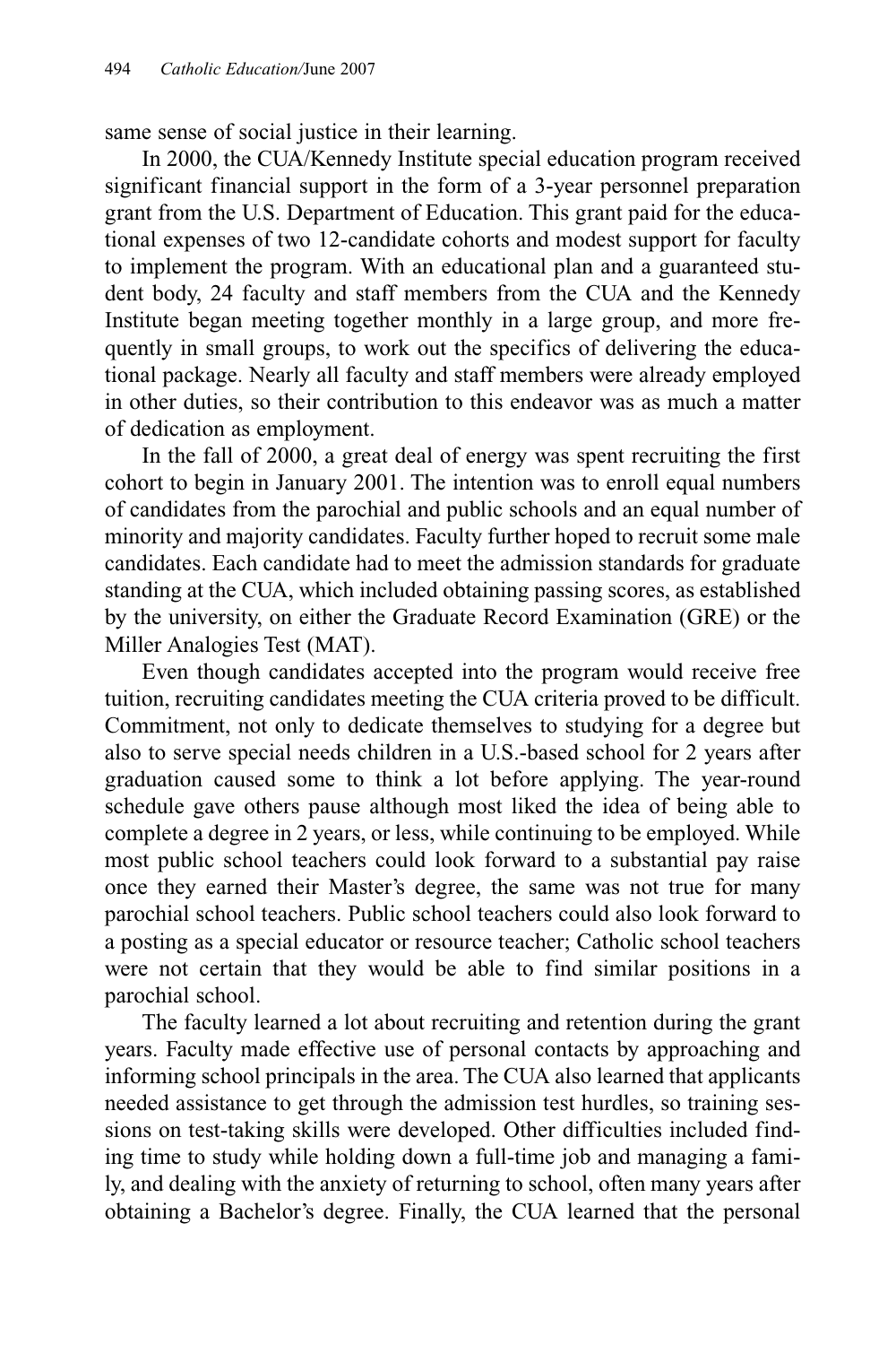same sense of social justice in their learning.

In 2000, the CUA/Kennedy Institute special education program received significant financial support in the form of a 3-year personnel preparation grant from the U.S. Department of Education. This grant paid for the educational expenses of two 12-candidate cohorts and modest support for faculty to implement the program. With an educational plan and a guaranteed student body, 24 faculty and staff members from the CUA and the Kennedy Institute began meeting together monthly in a large group, and more frequently in small groups, to work out the specifics of delivering the educational package. Nearly all faculty and staff members were already employed in other duties, so their contribution to this endeavor was as much a matter of dedication as employment.

In the fall of 2000, a great deal of energy was spent recruiting the first cohort to begin in January 2001. The intention was to enroll equal numbers of candidates from the parochial and public schools and an equal number of minority and majority candidates. Faculty further hoped to recruit some male candidates. Each candidate had to meet the admission standards for graduate standing at the CUA, which included obtaining passing scores, as established by the university, on either the Graduate Record Examination (GRE) or the Miller Analogies Test (MAT).

Even though candidates accepted into the program would receive free tuition, recruiting candidates meeting the CUA criteria proved to be difficult. Commitment, not only to dedicate themselves to studying for a degree but also to serve special needs children in a U.S.-based school for 2 years after graduation caused some to think a lot before applying. The year-round schedule gave others pause although most liked the idea of being able to complete a degree in 2 years, or less, while continuing to be employed. While most public school teachers could look forward to a substantial pay raise once they earned their Master's degree, the same was not true for many parochial school teachers. Public school teachers could also look forward to a posting as a special educator or resource teacher; Catholic school teachers were not certain that they would be able to find similar positions in a parochial school.

The faculty learned a lot about recruiting and retention during the grant years. Faculty made effective use of personal contacts by approaching and informing school principals in the area. The CUA also learned that applicants needed assistance to get through the admission test hurdles, so training sessions on test-taking skills were developed. Other difficulties included finding time to study while holding down a full-time job and managing a family, and dealing with the anxiety of returning to school, often many years after obtaining a Bachelor's degree. Finally, the CUA learned that the personal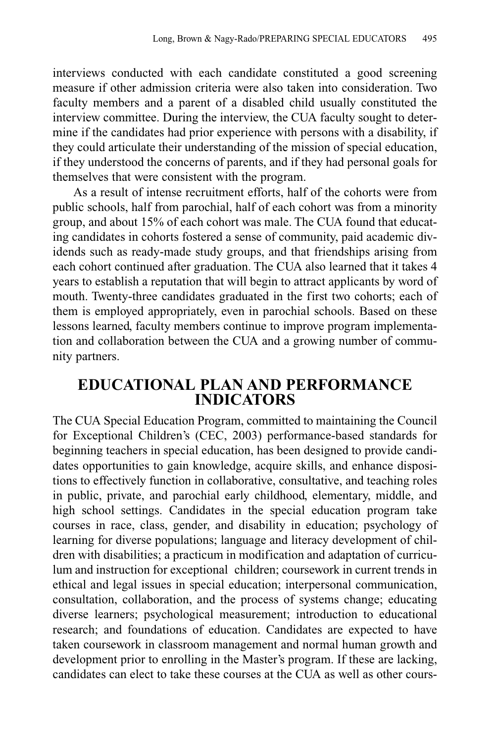interviews conducted with each candidate constituted a good screening measure if other admission criteria were also taken into consideration. Two faculty members and a parent of a disabled child usually constituted the interview committee. During the interview, the CUA faculty sought to determine if the candidates had prior experience with persons with a disability, if they could articulate their understanding of the mission of special education, if they understood the concerns of parents, and if they had personal goals for themselves that were consistent with the program.

As a result of intense recruitment efforts, half of the cohorts were from public schools, half from parochial, half of each cohort was from a minority group, and about 15% of each cohort was male. The CUA found that educating candidates in cohorts fostered a sense of community, paid academic dividends such as ready-made study groups, and that friendships arising from each cohort continued after graduation. The CUA also learned that it takes 4 years to establish a reputation that will begin to attract applicants by word of mouth. Twenty-three candidates graduated in the first two cohorts; each of them is employed appropriately, even in parochial schools. Based on these lessons learned, faculty members continue to improve program implementation and collaboration between the CUA and a growing number of community partners.

## EDUCATIONAL PLAN AND PERFORMANCE INDICATORS

The CUA Special Education Program, committed to maintaining the Council for Exceptional Children's (CEC, 2003) performance-based standards for beginning teachers in special education, has been designed to provide candidates opportunities to gain knowledge, acquire skills, and enhance dispositions to effectively function in collaborative, consultative, and teaching roles in public, private, and parochial early childhood, elementary, middle, and high school settings. Candidates in the special education program take courses in race, class, gender, and disability in education; psychology of learning for diverse populations; language and literacy development of children with disabilities; a practicum in modification and adaptation of curriculum and instruction for exceptional children; coursework in current trends in ethical and legal issues in special education; interpersonal communication, consultation, collaboration, and the process of systems change; educating diverse learners; psychological measurement; introduction to educational research; and foundations of education. Candidates are expected to have taken coursework in classroom management and normal human growth and development prior to enrolling in the Master's program. If these are lacking, candidates can elect to take these courses at the CUA as well as other cours-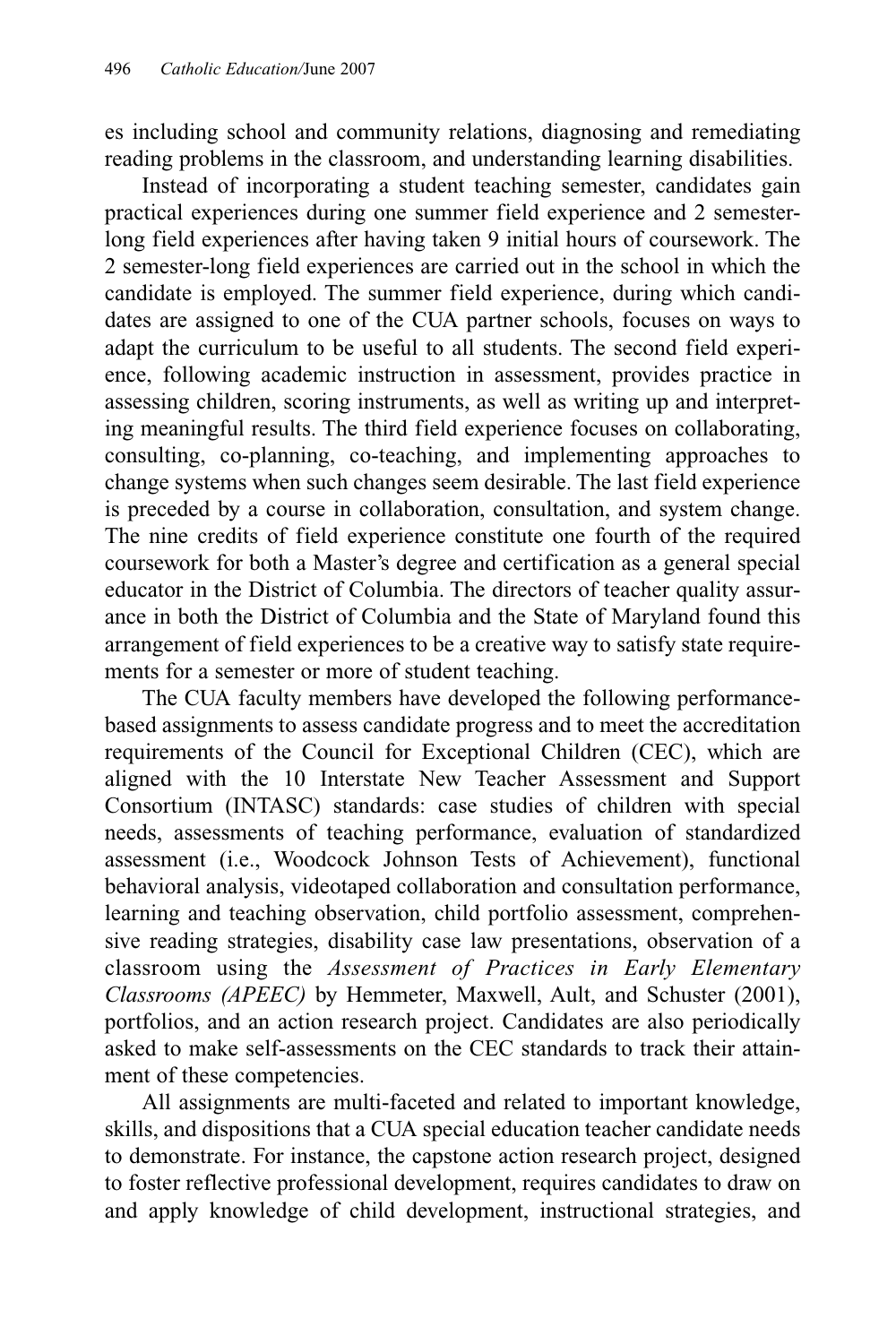es including school and community relations, diagnosing and remediating reading problems in the classroom, and understanding learning disabilities.

Instead of incorporating a student teaching semester, candidates gain practical experiences during one summer field experience and 2 semester-long field experiences after having taken 9 initial hours of coursework. The 2 semester-long field experiences are carried out in the school in which the candidate is employed. The summer field experience, during which candidates are assigned to one of the CUA partner schools, focuses on ways to adapt the curriculum to be useful to all students. The second field experience, following academic instruction in assessment, provides practice in assessing children, scoring instruments, as well as writing up and interpreting meaningful results. The third field experience focuses on collaborating, consulting, co-planning, co-teaching, and implementing approaches to change systems when such changes seem desirable. The last field experience is preceded by a course in collaboration, consultation, and system change. The nine credits of field experience constitute one fourth of the required coursework for both a Master's degree and certification as a general special educator in the District of Columbia. The directors of teacher quality assurance in both the District of Columbia and the State of Maryland found this arrangement of field experiences to be a creative way to satisfy state requirements for a semester or more of student teaching.

The CUA faculty members have developed the following performance-based assignments to assess candidate progress and to meet the accreditation requirements of the Council for Exceptional Children (CEC), which are aligned with the 10 Interstate New Teacher Assessment and Support Consortium (INTASC) standards: case studies of children with special needs, assessments of teaching performance, evaluation of standardized assessment (i.e., Woodcock Johnson Tests of Achievement), functional behavioral analysis, videotaped collaboration and consultation performance, learning and teaching observation, child portfolio assessment, comprehensive reading strategies, disability case law presentations, observation of a classroom using the *Assessment of Practices in Early Elementary Classrooms (APEEC)* by Hemmeter, Maxwell, Ault, and Schuster (2001), portfolios, and an action research project. Candidates are also periodically asked to make self-assessments on the CEC standards to track their attainment of these competencies.

All assignments are multi-faceted and related to important knowledge, skills, and dispositions that a CUA special education teacher candidate needs to demonstrate. For instance, the capstone action research project, designed to foster reflective professional development, requires candidates to draw on and apply knowledge of child development, instructional strategies, and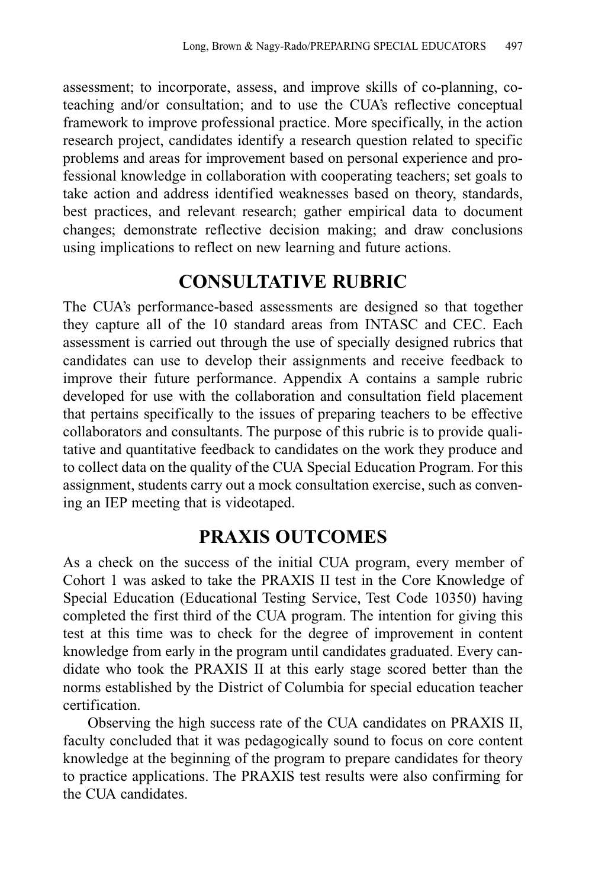assessment; to incorporate, assess, and improve skills of co-planning, co-teaching and/or consultation; and to use the CUA's reflective conceptual framework to improve professional practice. More specifically, in the action research project, candidates identify a research question related to specific problems and areas for improvement based on personal experience and professional knowledge in collaboration with cooperating teachers; set goals to take action and address identified weaknesses based on theory, standards, best practices, and relevant research; gather empirical data to document changes; demonstrate reflective decision making; and draw conclusions using implications to reflect on new learning and future actions.

## CONSULTATIVE RUBRIC

The CUA's performance-based assessments are designed so that together they capture all of the 10 standard areas from INTASC and CEC. Each assessment is carried out through the use of specially designed rubrics that candidates can use to develop their assignments and receive feedback to improve their future performance. Appendix A contains a sample rubric developed for use with the collaboration and consultation field placement that pertains specifically to the issues of preparing teachers to be effective collaborators and consultants. The purpose of this rubric is to provide qualitative and quantitative feedback to candidates on the work they produce and to collect data on the quality of the CUA Special Education Program. For this assignment, students carry out a mock consultation exercise, such as convening an IEP meeting that is videotaped.

## PRAXIS OUTCOMES

As a check on the success of the initial CUA program, every member of Cohort 1 was asked to take the PRAXIS II test in the Core Knowledge of Special Education (Educational Testing Service, Test Code 10350) having completed the first third of the CUA program. The intention for giving this test at this time was to check for the degree of improvement in content knowledge from early in the program until candidates graduated. Every candidate who took the PRAXIS II at this early stage scored better than the norms established by the District of Columbia for special education teacher certification.

Observing the high success rate of the CUA candidates on PRAXIS II, faculty concluded that it was pedagogically sound to focus on core content knowledge at the beginning of the program to prepare candidates for theory to practice applications. The PRAXIS test results were also confirming for the CUA candidates.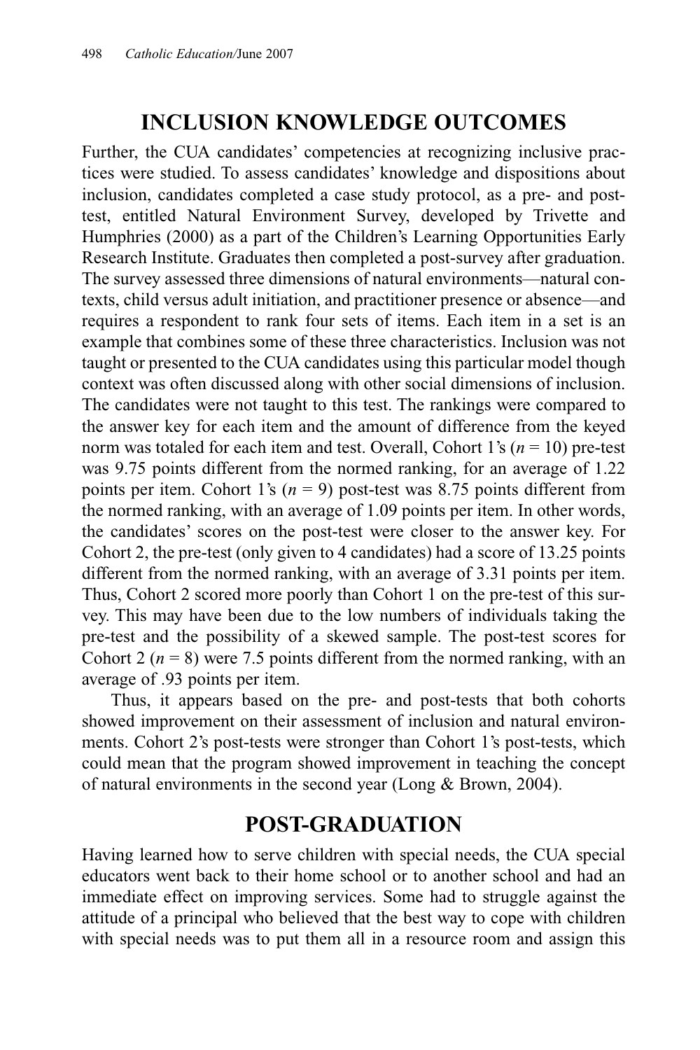## INCLUSION KNOWLEDGE OUTCOMES

Further, the CUA candidates' competencies at recognizing inclusive practices were studied. To assess candidates' knowledge and dispositions about inclusion, candidates completed a case study protocol, as a pre- and post-test, entitled Natural Environment Survey, developed by Trivette and Humphries (2000) as a part of the Children's Learning Opportunities Early Research Institute. Graduates then completed a post-survey after graduation. The survey assessed three dimensions of natural environments—natural contexts, child versus adult initiation, and practitioner presence or absence—and requires a respondent to rank four sets of items. Each item in a set is an example that combines some of these three characteristics. Inclusion was not taught or presented to the CUA candidates using this particular model though context was often discussed along with other social dimensions of inclusion. The candidates were not taught to this test. The rankings were compared to the answer key for each item and the amount of difference from the keyed norm was totaled for each item and test. Overall, Cohort 1's ($n = 10$) pre-test was 9.75 points different from the normed ranking, for an average of 1.22 points per item. Cohort 1's ($n = 9$) post-test was 8.75 points different from the normed ranking, with an average of 1.09 points per item. In other words, the candidates' scores on the post-test were closer to the answer key. For Cohort 2, the pre-test (only given to 4 candidates) had a score of 13.25 points different from the normed ranking, with an average of 3.31 points per item. Thus, Cohort 2 scored more poorly than Cohort 1 on the pre-test of this survey. This may have been due to the low numbers of individuals taking the pre-test and the possibility of a skewed sample. The post-test scores for Cohort 2 ($n = 8$) were 7.5 points different from the normed ranking, with an average of .93 points per item.

Thus, it appears based on the pre- and post-tests that both cohorts showed improvement on their assessment of inclusion and natural environments. Cohort 2's post-tests were stronger than Cohort 1's post-tests, which could mean that the program showed improvement in teaching the concept of natural environments in the second year (Long & Brown, 2004).

## POST-GRADUATION

Having learned how to serve children with special needs, the CUA special educators went back to their home school or to another school and had an immediate effect on improving services. Some had to struggle against the attitude of a principal who believed that the best way to cope with children with special needs was to put them all in a resource room and assign this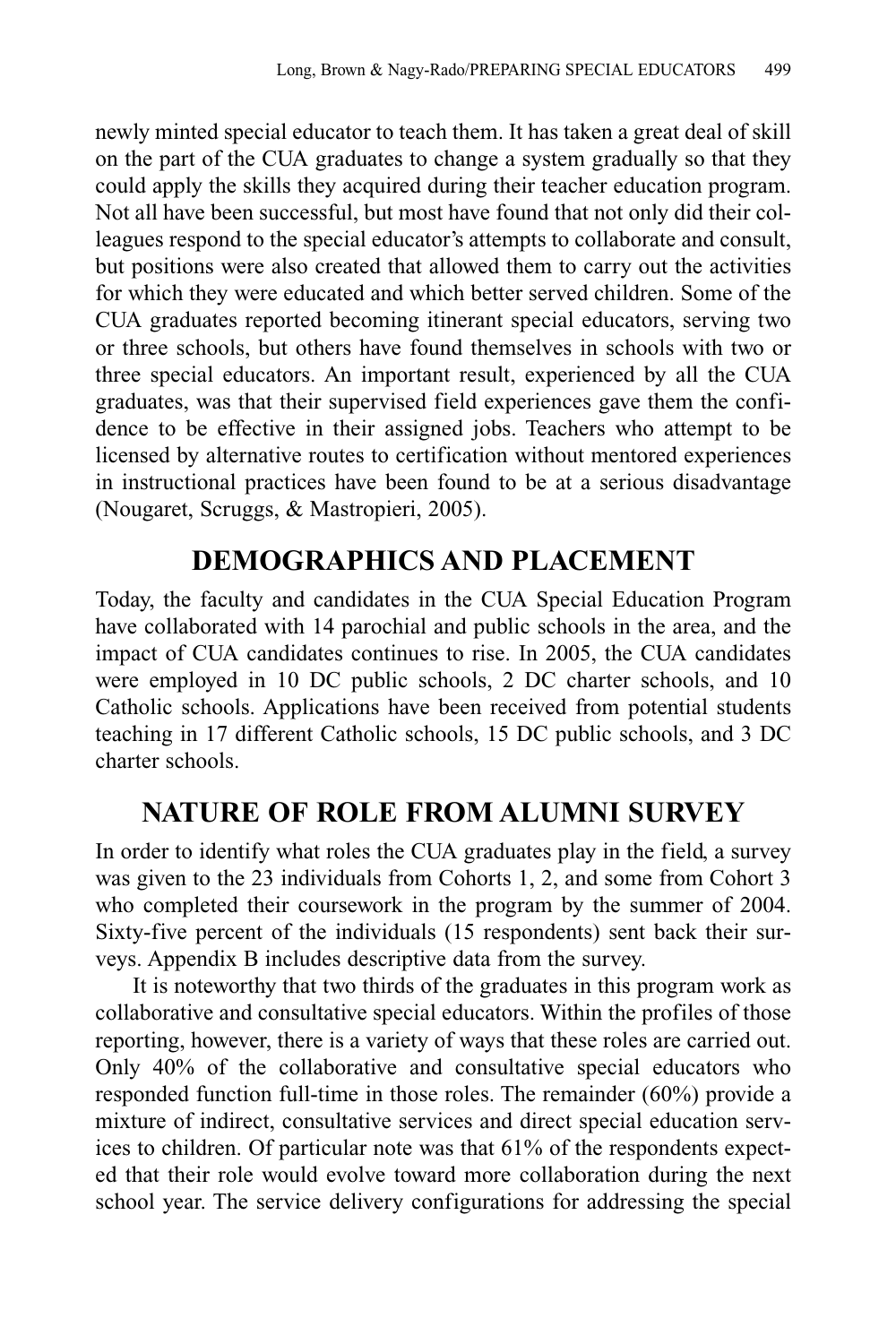newly minted special educator to teach them. It has taken a great deal of skill on the part of the CUA graduates to change a system gradually so that they could apply the skills they acquired during their teacher education program. Not all have been successful, but most have found that not only did their colleagues respond to the special educator's attempts to collaborate and consult, but positions were also created that allowed them to carry out the activities for which they were educated and which better served children. Some of the CUA graduates reported becoming itinerant special educators, serving two or three schools, but others have found themselves in schools with two or three special educators. An important result, experienced by all the CUA graduates, was that their supervised field experiences gave them the confidence to be effective in their assigned jobs. Teachers who attempt to be licensed by alternative routes to certification without mentored experiences in instructional practices have been found to be at a serious disadvantage (Nougaret, Scruggs, & Mastropieri, 2005).

## DEMOGRAPHICS AND PLACEMENT

Today, the faculty and candidates in the CUA Special Education Program have collaborated with 14 parochial and public schools in the area, and the impact of CUA candidates continues to rise. In 2005, the CUA candidates were employed in 10 DC public schools, 2 DC charter schools, and 10 Catholic schools. Applications have been received from potential students teaching in 17 different Catholic schools, 15 DC public schools, and 3 DC charter schools.

## NATURE OF ROLE FROM ALUMNI SURVEY

In order to identify what roles the CUA graduates play in the field, a survey was given to the 23 individuals from Cohorts 1, 2, and some from Cohort 3 who completed their coursework in the program by the summer of 2004. Sixty-five percent of the individuals (15 respondents) sent back their surveys. Appendix B includes descriptive data from the survey.

It is noteworthy that two thirds of the graduates in this program work as collaborative and consultative special educators. Within the profiles of those reporting, however, there is a variety of ways that these roles are carried out. Only 40% of the collaborative and consultative special educators who responded function full-time in those roles. The remainder (60%) provide a mixture of indirect, consultative services and direct special education services to children. Of particular note was that 61% of the respondents expected that their role would evolve toward more collaboration during the next school year. The service delivery configurations for addressing the special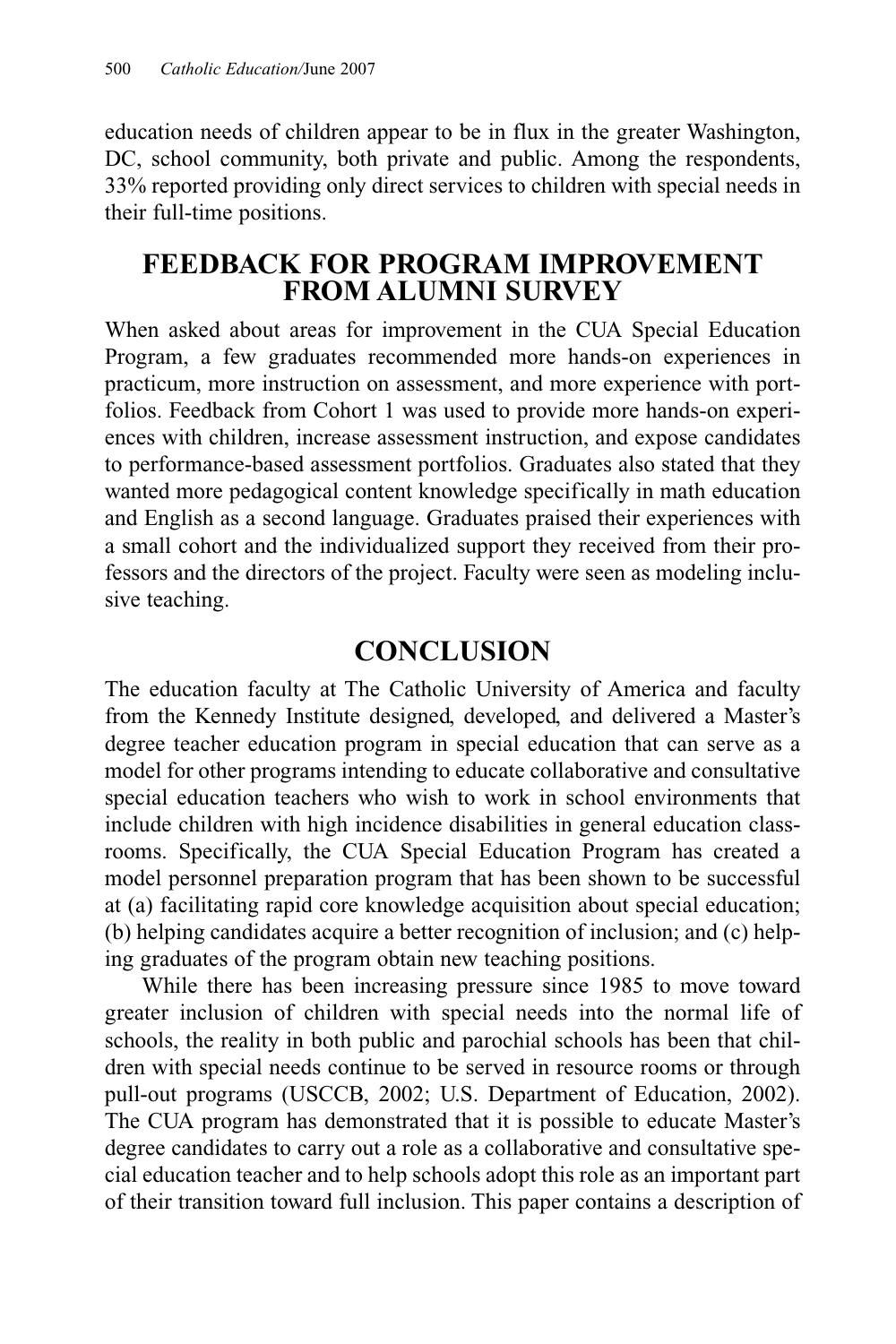education needs of children appear to be in flux in the greater Washington, DC, school community, both private and public. Among the respondents, 33% reported providing only direct services to children with special needs in their full-time positions.

## FEEDBACK FOR PROGRAM IMPROVEMENT FROM ALUMNI SURVEY

When asked about areas for improvement in the CUA Special Education Program, a few graduates recommended more hands-on experiences in practicum, more instruction on assessment, and more experience with portfolios. Feedback from Cohort 1 was used to provide more hands-on experiences with children, increase assessment instruction, and expose candidates to performance-based assessment portfolios. Graduates also stated that they wanted more pedagogical content knowledge specifically in math education and English as a second language. Graduates praised their experiences with a small cohort and the individualized support they received from their professors and the directors of the project. Faculty were seen as modeling inclusive teaching.

## CONCLUSION

The education faculty at The Catholic University of America and faculty from the Kennedy Institute designed, developed, and delivered a Master's degree teacher education program in special education that can serve as a model for other programs intending to educate collaborative and consultative special education teachers who wish to work in school environments that include children with high incidence disabilities in general education classrooms. Specifically, the CUA Special Education Program has created a model personnel preparation program that has been shown to be successful at (a) facilitating rapid core knowledge acquisition about special education; (b) helping candidates acquire a better recognition of inclusion; and (c) helping graduates of the program obtain new teaching positions.

While there has been increasing pressure since 1985 to move toward greater inclusion of children with special needs into the normal life of schools, the reality in both public and parochial schools has been that children with special needs continue to be served in resource rooms or through pull-out programs (USCCB, 2002; U.S. Department of Education, 2002). The CUA program has demonstrated that it is possible to educate Master's degree candidates to carry out a role as a collaborative and consultative special education teacher and to help schools adopt this role as an important part of their transition toward full inclusion. This paper contains a description of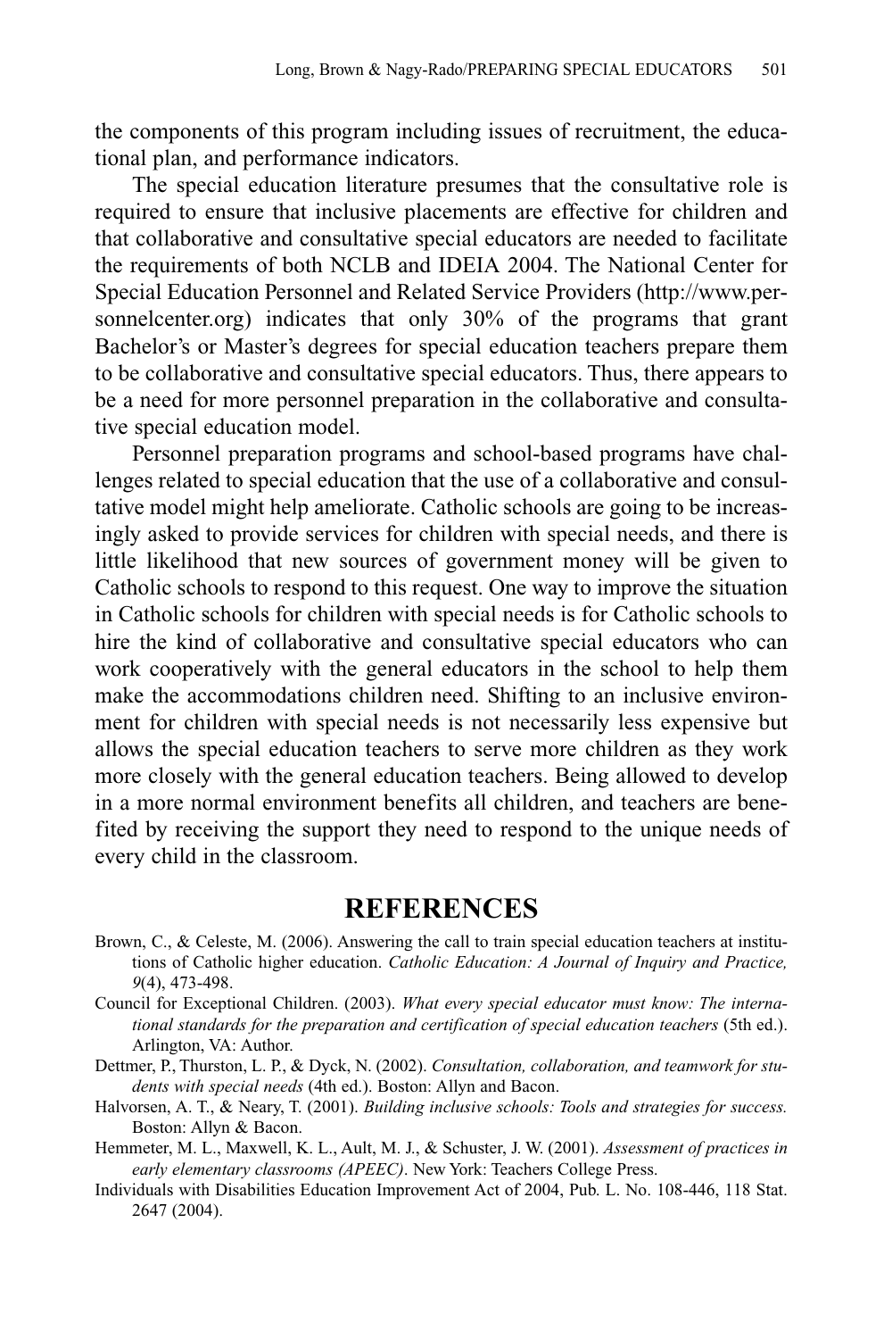the components of this program including issues of recruitment, the educational plan, and performance indicators.

The special education literature presumes that the consultative role is required to ensure that inclusive placements are effective for children and that collaborative and consultative special educators are needed to facilitate the requirements of both NCLB and IDEIA 2004. The National Center for Special Education Personnel and Related Service Providers (http://www.personnelcenter.org) indicates that only 30% of the programs that grant Bachelor's or Master's degrees for special education teachers prepare them to be collaborative and consultative special educators. Thus, there appears to be a need for more personnel preparation in the collaborative and consultative special education model.

Personnel preparation programs and school-based programs have challenges related to special education that the use of a collaborative and consultative model might help ameliorate. Catholic schools are going to be increasingly asked to provide services for children with special needs, and there is little likelihood that new sources of government money will be given to Catholic schools to respond to this request. One way to improve the situation in Catholic schools for children with special needs is for Catholic schools to hire the kind of collaborative and consultative special educators who can work cooperatively with the general educators in the school to help them make the accommodations children need. Shifting to an inclusive environment for children with special needs is not necessarily less expensive but allows the special education teachers to serve more children as they work more closely with the general education teachers. Being allowed to develop in a more normal environment benefits all children, and teachers are benefited by receiving the support they need to respond to the unique needs of every child in the classroom.

## REFERENCES

Brown, C., & Celeste, M. (2006). Answering the call to train special education teachers at institutions of Catholic higher education. *Catholic Education: A Journal of Inquiry and Practice, 9*(4), 473-498.

Council for Exceptional Children. (2003). *What every special educator must know: The international standards for the preparation and certification of special education teachers* (5th ed.). Arlington, VA: Author.

Dettmer, P., Thurston, L. P., & Dyck, N. (2002). *Consultation, collaboration, and teamwork for students with special needs* (4th ed.). Boston: Allyn and Bacon.

Halvorsen, A. T., & Neary, T. (2001). *Building inclusive schools: Tools and strategies for success.* Boston: Allyn & Bacon.

Hemmeter, M. L., Maxwell, K. L., Ault, M. J., & Schuster, J. W. (2001). *Assessment of practices in early elementary classrooms (APEEC)*. New York: Teachers College Press.

Individuals with Disabilities Education Improvement Act of 2004, Pub. L. No. 108-446, 118 Stat. 2647 (2004).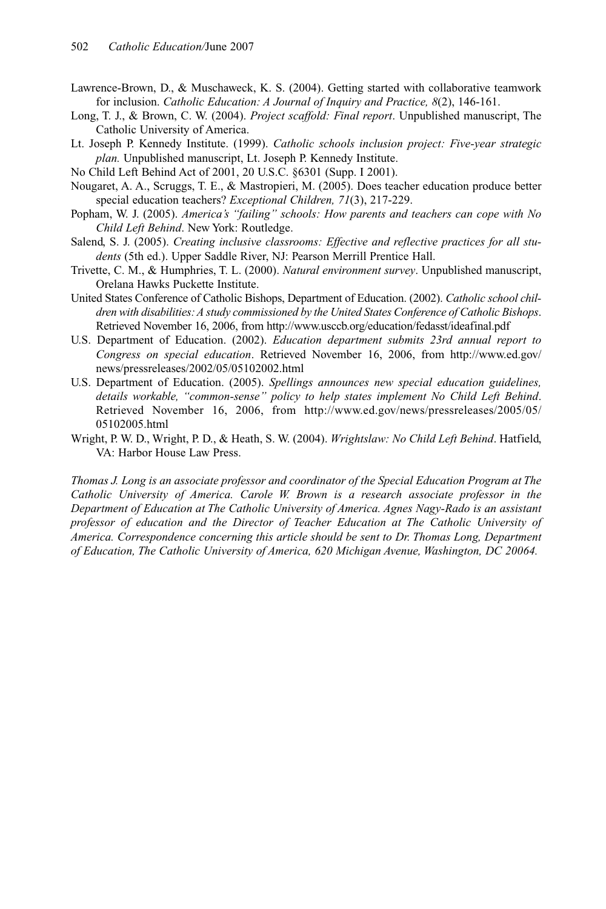Lawrence-Brown, D., & Muschaweck, K. S. (2004). Getting started with collaborative teamwork for inclusion. *Catholic Education: A Journal of Inquiry and Practice, 8*(2), 146-161.

Long, T. J., & Brown, C. W. (2004). *Project scaffold: Final report*. Unpublished manuscript, The Catholic University of America.

Lt. Joseph P. Kennedy Institute. (1999). *Catholic schools inclusion project: Five-year strategic plan.* Unpublished manuscript, Lt. Joseph P. Kennedy Institute.

No Child Left Behind Act of 2001, 20 U.S.C. §6301 (Supp. I 2001).

Nougaret, A. A., Scruggs, T. E., & Mastropieri, M. (2005). Does teacher education produce better special education teachers? *Exceptional Children, 71*(3), 217-229.

Popham, W. J. (2005). *America's "failing" schools: How parents and teachers can cope with No Child Left Behind*. New York: Routledge.

Salend, S. J. (2005). *Creating inclusive classrooms: Effective and reflective practices for all students* (5th ed.). Upper Saddle River, NJ: Pearson Merrill Prentice Hall.

Trivette, C. M., & Humphries, T. L. (2000). *Natural environment survey*. Unpublished manuscript, Orelana Hawks Puckette Institute.

United States Conference of Catholic Bishops, Department of Education. (2002). *Catholic school children with disabilities: A study commissioned by the United States Conference of Catholic Bishops*. Retrieved November 16, 2006, from http://www.usccb.org/education/fedasst/ideafinal.pdf

U.S. Department of Education. (2002). *Education department submits 23rd annual report to Congress on special education*. Retrieved November 16, 2006, from http://www.ed.gov/news/pressreleases/2002/05/05102002.html

U.S. Department of Education. (2005). *Spellings announces new special education guidelines, details workable, "common-sense" policy to help states implement No Child Left Behind*. Retrieved November 16, 2006, from http://www.ed.gov/news/pressreleases/2005/05/05102005.html

Wright, P. W. D., Wright, P. D., & Heath, S. W. (2004). *Wrightslaw: No Child Left Behind*. Hatfield, VA: Harbor House Law Press.

*Thomas J. Long is an associate professor and coordinator of the Special Education Program at The Catholic University of America. Carole W. Brown is a research associate professor in the Department of Education at The Catholic University of America. Agnes Nagy-Rado is an assistant professor of education and the Director of Teacher Education at The Catholic University of America. Correspondence concerning this article should be sent to Dr. Thomas Long, Department of Education, The Catholic University of America, 620 Michigan Avenue, Washington, DC 20064.*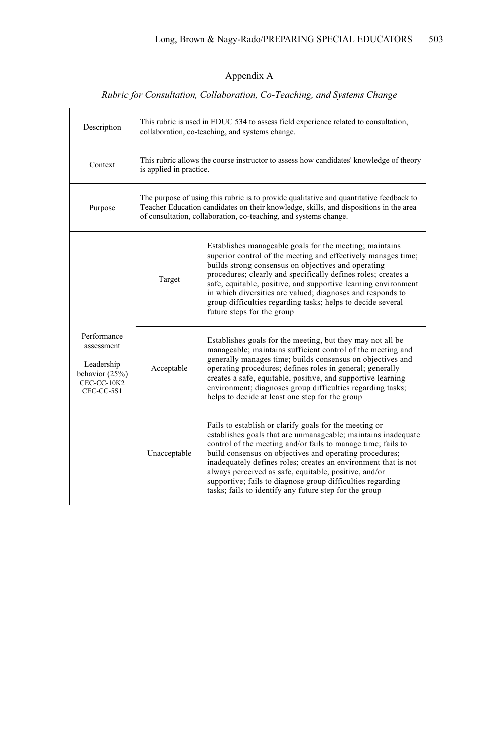## Appendix A

*Rubric for Consultation, Collaboration, Co-Teaching, and Systems Change*

| | | |
|---|---|---|
| Description | This rubric is used in EDUC 534 to assess field experience related to consultation, collaboration, co-teaching, and systems change. | |
| Context | This rubric allows the course instructor to assess how candidates' knowledge of theory is applied in practice. | |
| Purpose | The purpose of using this rubric is to provide qualitative and quantitative feedback to Teacher Education candidates on their knowledge, skills, and dispositions in the area of consultation, collaboration, co-teaching, and systems change. | |
| Performance assessment<br><br>Leadership behavior (25%)<br>CEC-CC-10K2<br>CEC-CC-5S1 | Target | Establishes manageable goals for the meeting; maintains superior control of the meeting and effectively manages time; builds strong consensus on objectives and operating procedures; clearly and specifically defines roles; creates a safe, equitable, positive, and supportive learning environment in which diversities are valued; diagnoses and responds to group difficulties regarding tasks; helps to decide several future steps for the group |
| | Acceptable | Establishes goals for the meeting, but they may not all be manageable; maintains sufficient control of the meeting and generally manages time; builds consensus on objectives and operating procedures; defines roles in general; generally creates a safe, equitable, positive, and supportive learning environment; diagnoses group difficulties regarding tasks; helps to decide at least one step for the group |
| | Unacceptable | Fails to establish or clarify goals for the meeting or establishes goals that are unmanageable; maintains inadequate control of the meeting and/or fails to manage time; fails to build consensus on objectives and operating procedures; inadequately defines roles; creates an environment that is not always perceived as safe, equitable, positive, and/or supportive; fails to diagnose group difficulties regarding tasks; fails to identify any future step for the group |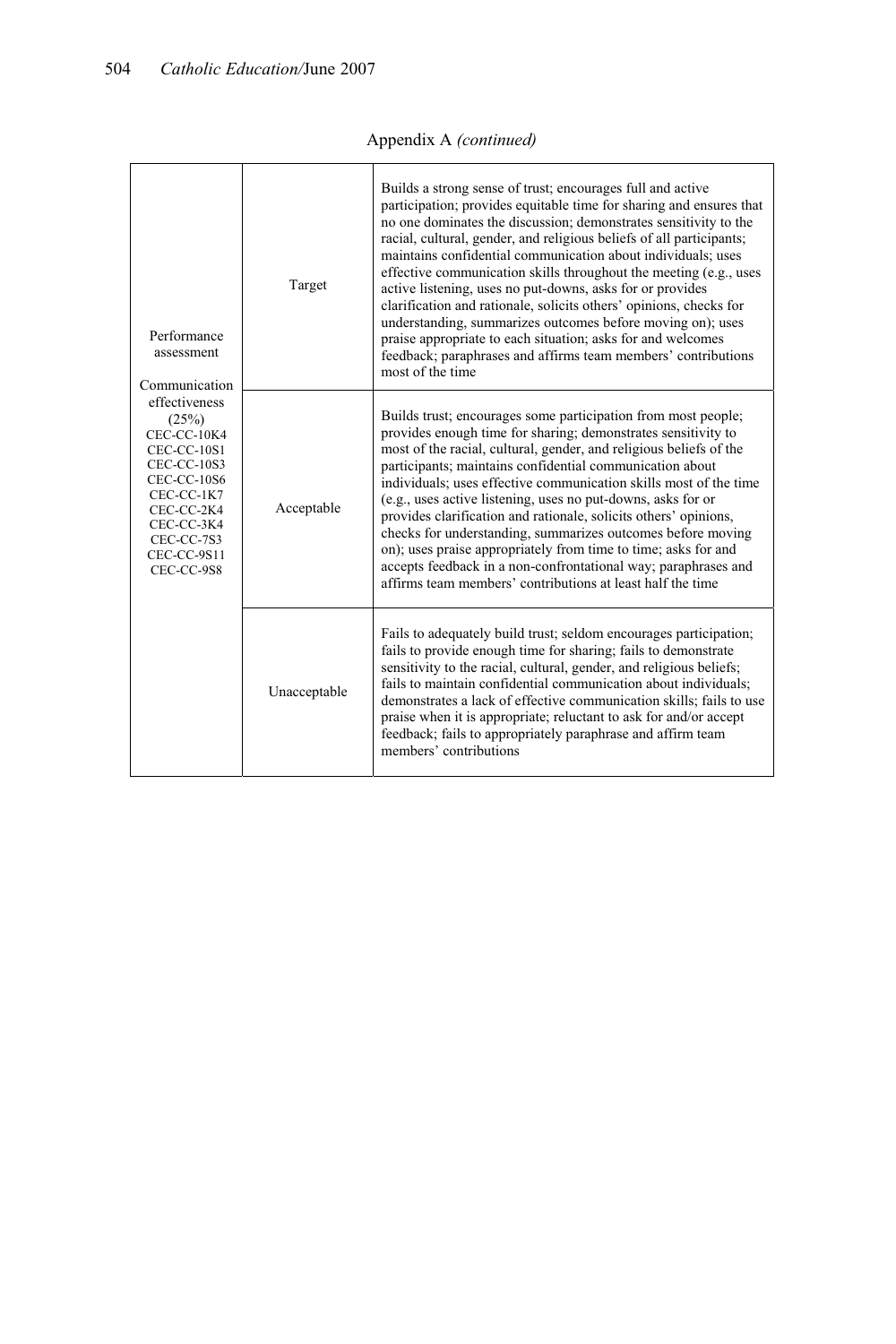Appendix A *(continued)*

| | | |
|---|---|---|
| Performance assessment<br><br>Communication effectiveness (25%)<br>CEC-CC-10K4<br>CEC-CC-10S1<br>CEC-CC-10S3<br>CEC-CC-10S6<br>CEC-CC-1K7<br>CEC-CC-2K4<br>CEC-CC-3K4<br>CEC-CC-7S3<br>CEC-CC-9S11<br>CEC-CC-9S8 | Target | Builds a strong sense of trust; encourages full and active participation; provides equitable time for sharing and ensures that no one dominates the discussion; demonstrates sensitivity to the racial, cultural, gender, and religious beliefs of all participants; maintains confidential communication about individuals; uses effective communication skills throughout the meeting (e.g., uses active listening, uses no put-downs, asks for or provides clarification and rationale, solicits others' opinions, checks for understanding, summarizes outcomes before moving on); uses praise appropriate to each situation; asks for and welcomes feedback; paraphrases and affirms team members' contributions most of the time |
| | Acceptable | Builds trust; encourages some participation from most people; provides enough time for sharing; demonstrates sensitivity to most of the racial, cultural, gender, and religious beliefs of the participants; maintains confidential communication about individuals; uses effective communication skills most of the time (e.g., uses active listening, uses no put-downs, asks for or provides clarification and rationale, solicits others' opinions, checks for understanding, summarizes outcomes before moving on); uses praise appropriately from time to time; asks for and accepts feedback in a non-confrontational way; paraphrases and affirms team members' contributions at least half the time |
| | Unacceptable | Fails to adequately build trust; seldom encourages participation; fails to provide enough time for sharing; fails to demonstrate sensitivity to the racial, cultural, gender, and religious beliefs; fails to maintain confidential communication about individuals; demonstrates a lack of effective communication skills; fails to use praise when it is appropriate; reluctant to ask for and/or accept feedback; fails to appropriately paraphrase and affirm team members' contributions |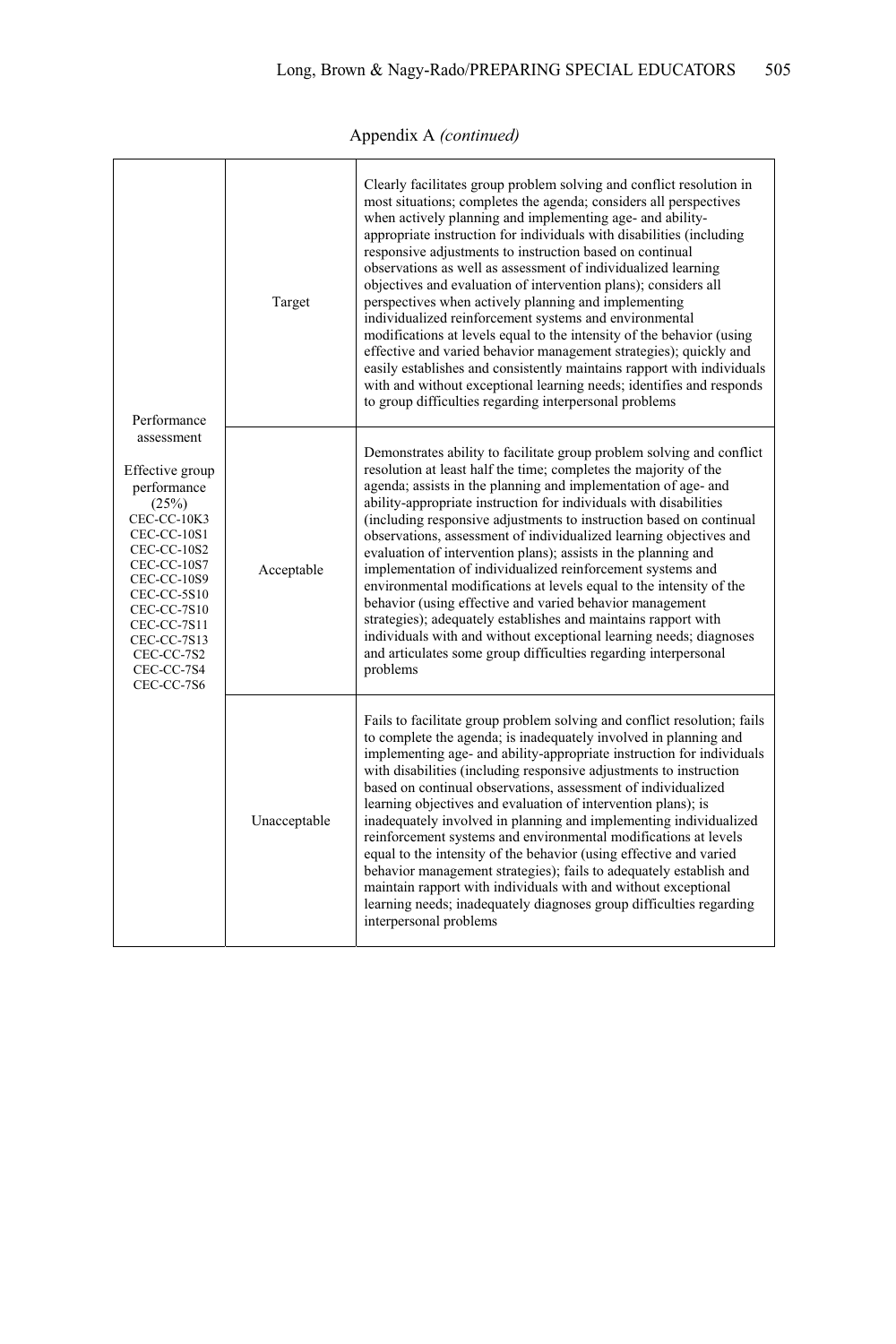Appendix A *(continued)*

| | | |
|---|---|---|
| Performance assessment<br><br>Effective group performance (25%)<br>CEC-CC-10K3<br>CEC-CC-10S1<br>CEC-CC-10S2<br>CEC-CC-10S7<br>CEC-CC-10S9<br>CEC-CC-5S10<br>CEC-CC-7S10<br>CEC-CC-7S11<br>CEC-CC-7S13<br>CEC-CC-7S2<br>CEC-CC-7S4<br>CEC-CC-7S6 | Target | Clearly facilitates group problem solving and conflict resolution in most situations; completes the agenda; considers all perspectives when actively planning and implementing age- and ability-appropriate instruction for individuals with disabilities (including responsive adjustments to instruction based on continual observations as well as assessment of individualized learning objectives and evaluation of intervention plans); considers all perspectives when actively planning and implementing individualized reinforcement systems and environmental modifications at levels equal to the intensity of the behavior (using effective and varied behavior management strategies); quickly and easily establishes and consistently maintains rapport with individuals with and without exceptional learning needs; identifies and responds to group difficulties regarding interpersonal problems |
| | Acceptable | Demonstrates ability to facilitate group problem solving and conflict resolution at least half the time; completes the majority of the agenda; assists in the planning and implementation of age- and ability-appropriate instruction for individuals with disabilities (including responsive adjustments to instruction based on continual observations, assessment of individualized learning objectives and evaluation of intervention plans); assists in the planning and implementation of individualized reinforcement systems and environmental modifications at levels equal to the intensity of the behavior (using effective and varied behavior management strategies); adequately establishes and maintains rapport with individuals with and without exceptional learning needs; diagnoses and articulates some group difficulties regarding interpersonal problems |
| | Unacceptable | Fails to facilitate group problem solving and conflict resolution; fails to complete the agenda; is inadequately involved in planning and implementing age- and ability-appropriate instruction for individuals with disabilities (including responsive adjustments to instruction based on continual observations, assessment of individualized learning objectives and evaluation of intervention plans); is inadequately involved in planning and implementing individualized reinforcement systems and environmental modifications at levels equal to the intensity of the behavior (using effective and varied behavior management strategies); fails to adequately establish and maintain rapport with individuals with and without exceptional learning needs; inadequately diagnoses group difficulties regarding interpersonal problems |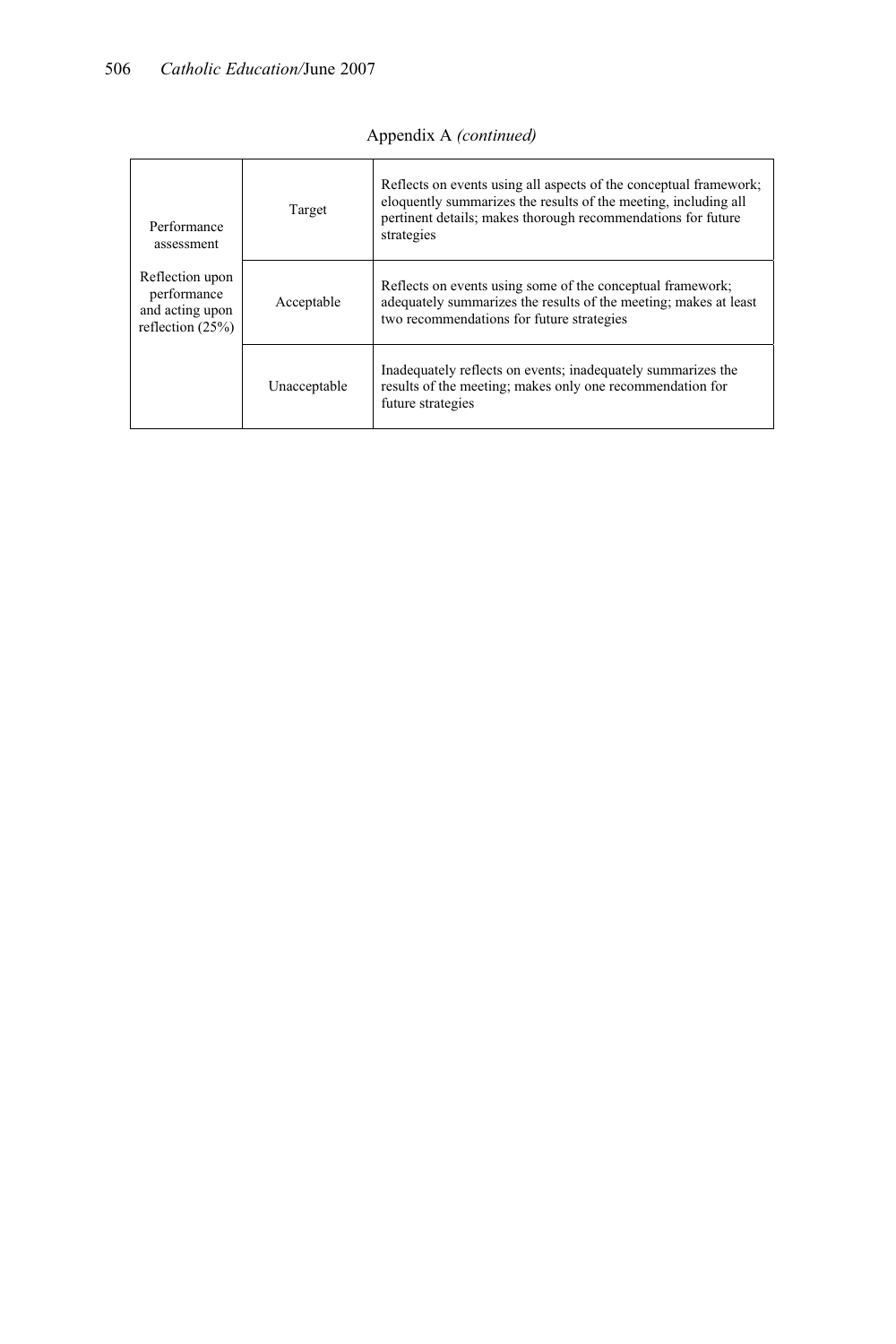Appendix A *(continued)*

| | | |
|---|---|---|
| Performance assessment<br><br>Reflection upon performance and acting upon reflection (25%) | Target | Reflects on events using all aspects of the conceptual framework; eloquently summarizes the results of the meeting, including all pertinent details; makes thorough recommendations for future strategies |
| | Acceptable | Reflects on events using some of the conceptual framework; adequately summarizes the results of the meeting; makes at least two recommendations for future strategies |
| | Unacceptable | Inadequately reflects on events; inadequately summarizes the results of the meeting; makes only one recommendation for future strategies |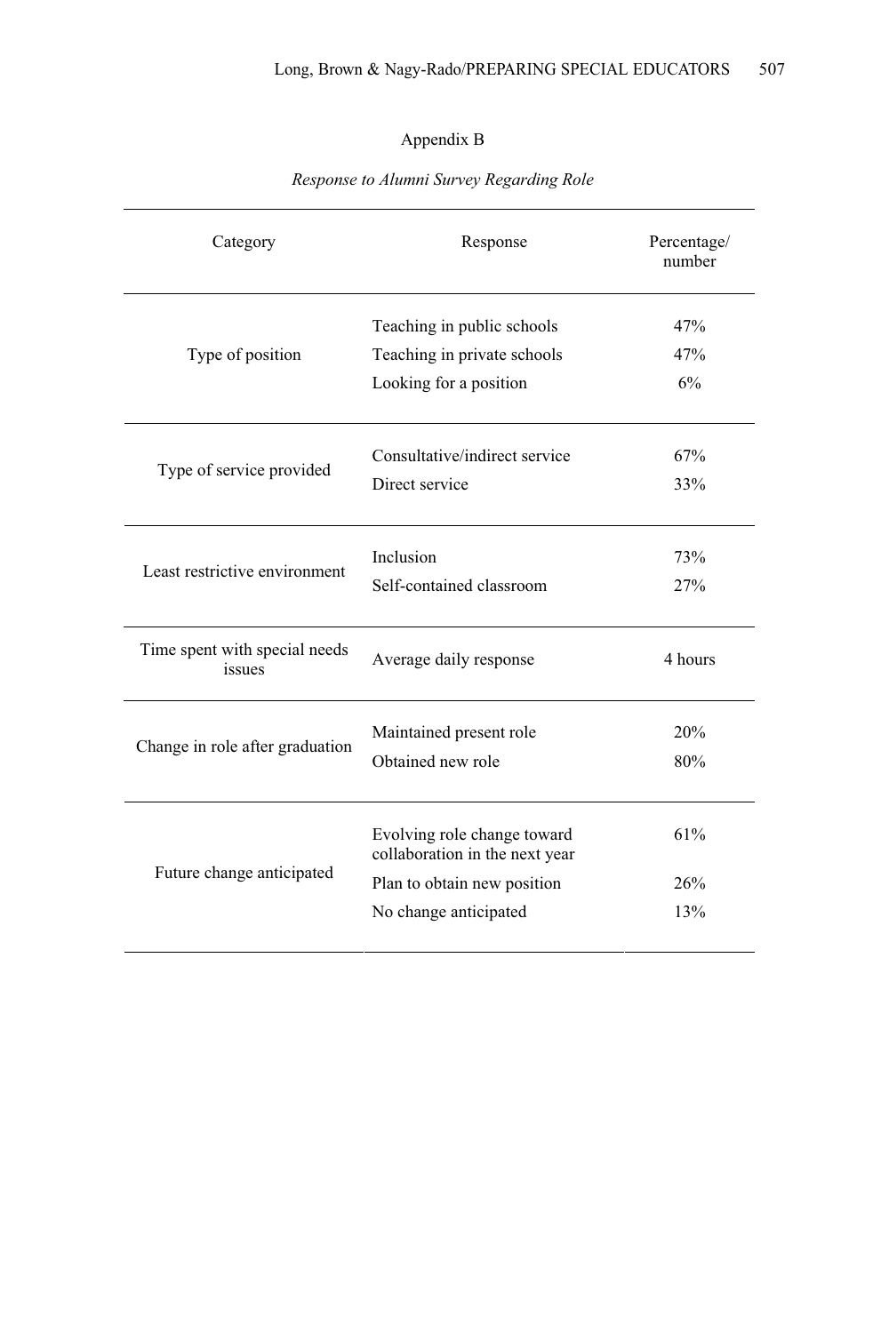## Appendix B

*Response to Alumni Survey Regarding Role*

| Category | Response | Percentage/ number |
|---|---|---|
| Type of position | Teaching in public schools | 47% |
| | Teaching in private schools | 47% |
| | Looking for a position | 6% |
| Type of service provided | Consultative/indirect service | 67% |
| | Direct service | 33% |
| Least restrictive environment | Inclusion | 73% |
| | Self-contained classroom | 27% |
| Time spent with special needs issues | Average daily response | 4 hours |
| Change in role after graduation | Maintained present role | 20% |
| | Obtained new role | 80% |
| Future change anticipated | Evolving role change toward collaboration in the next year | 61% |
| | Plan to obtain new position | 26% |
| | No change anticipated | 13% |